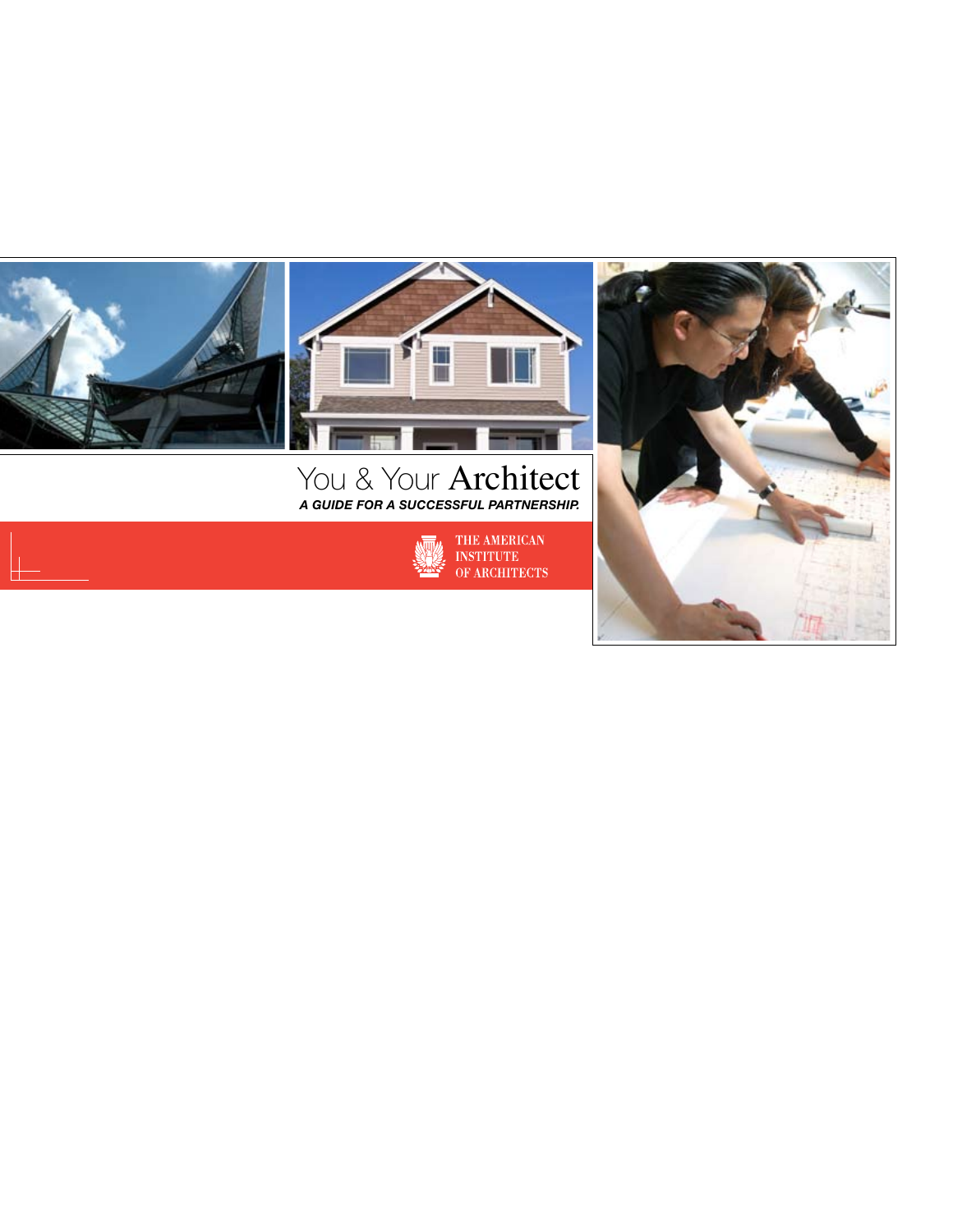# You & Your Architect

***A GUIDE FOR A SUCCESSFUL PARTNERSHIP.***

THE AMERICAN INSTITUTE OF ARCHITECTS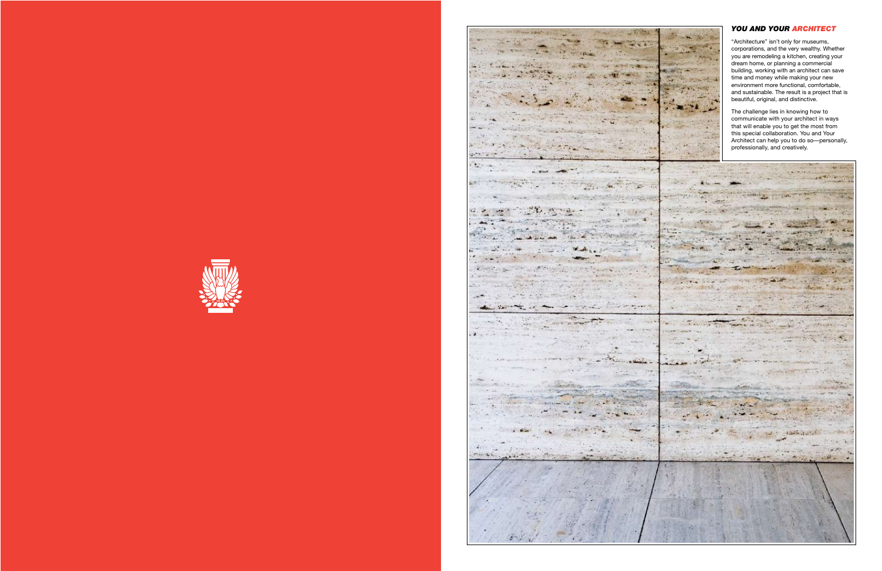## *YOU AND YOUR ARCHITECT*

"Architecture" isn't only for museums, corporations, and the very wealthy. Whether you are remodeling a kitchen, creating your dream home, or planning a commercial building, working with an architect can save time and money while making your new environment more functional, comfortable, and sustainable. The result is a project that is beautiful, original, and distinctive.

The challenge lies in knowing how to communicate with your architect in ways that will enable you to get the most from this special collaboration. You and Your Architect can help you to do so—personally, professionally, and creatively.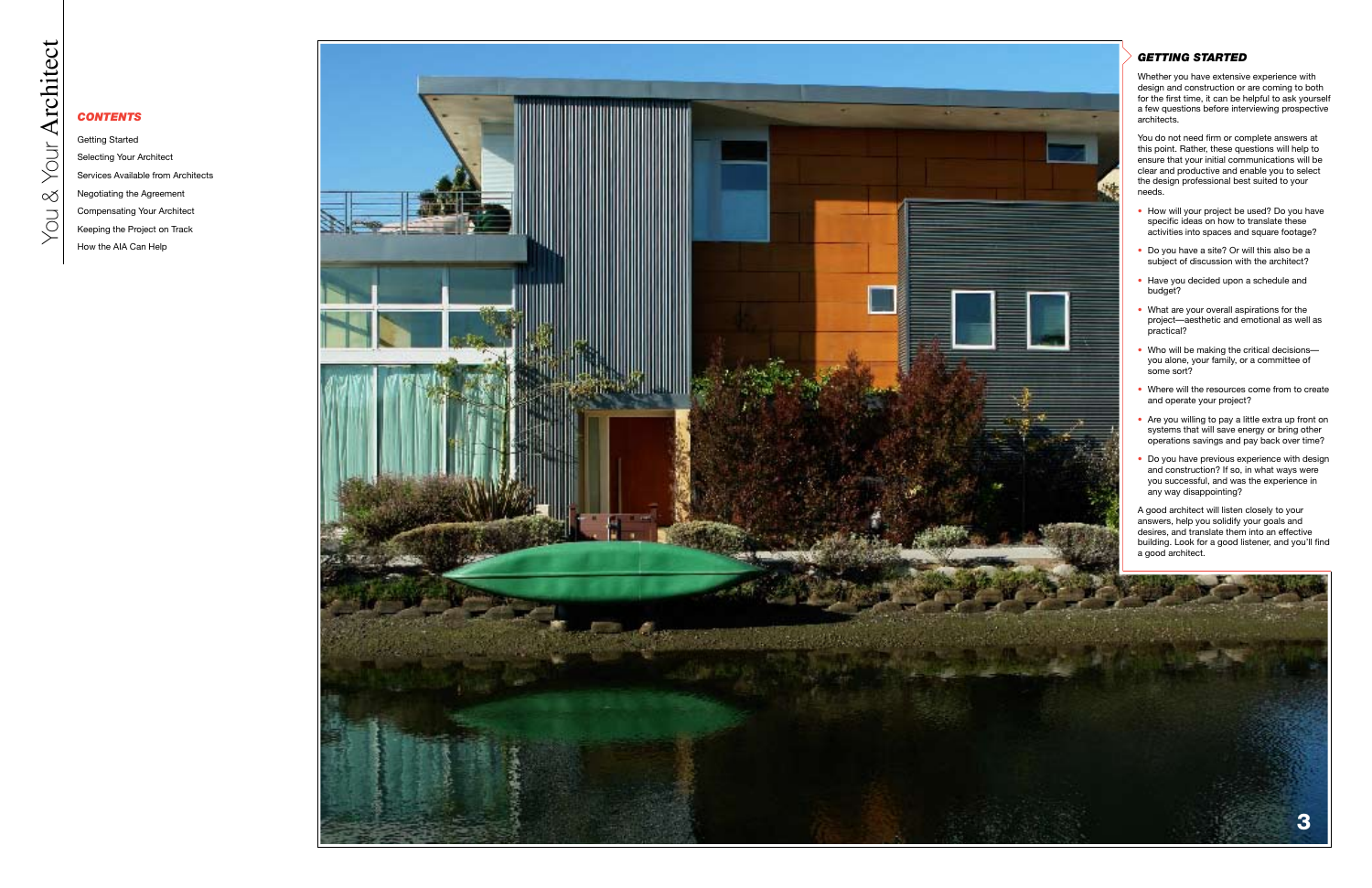## CONTENTS

Getting Started

Selecting Your Architect

Services Available from Architects

Negotiating the Agreement

Compensating Your Architect

Keeping the Project on Track

How the AIA Can Help

## GETTING STARTED

Whether you have extensive experience with design and construction or are coming to both for the first time, it can be helpful to ask yourself a few questions before interviewing prospective architects.

You do not need firm or complete answers at this point. Rather, these questions will help to ensure that your initial communications will be clear and productive and enable you to select the design professional best suited to your needs.

- How will your project be used? Do you have specific ideas on how to translate these activities into spaces and square footage?
- Do you have a site? Or will this also be a subject of discussion with the architect?
- Have you decided upon a schedule and budget?
- What are your overall aspirations for the project—aesthetic and emotional as well as practical?
- Who will be making the critical decisions—you alone, your family, or a committee of some sort?
- Where will the resources come from to create and operate your project?
- Are you willing to pay a little extra up front on systems that will save energy or bring other operations savings and pay back over time?
- Do you have previous experience with design and construction? If so, in what ways were you successful, and was the experience in any way disappointing?

A good architect will listen closely to your answers, help you solidify your goals and desires, and translate them into an effective building. Look for a good listener, and you'll find a good architect.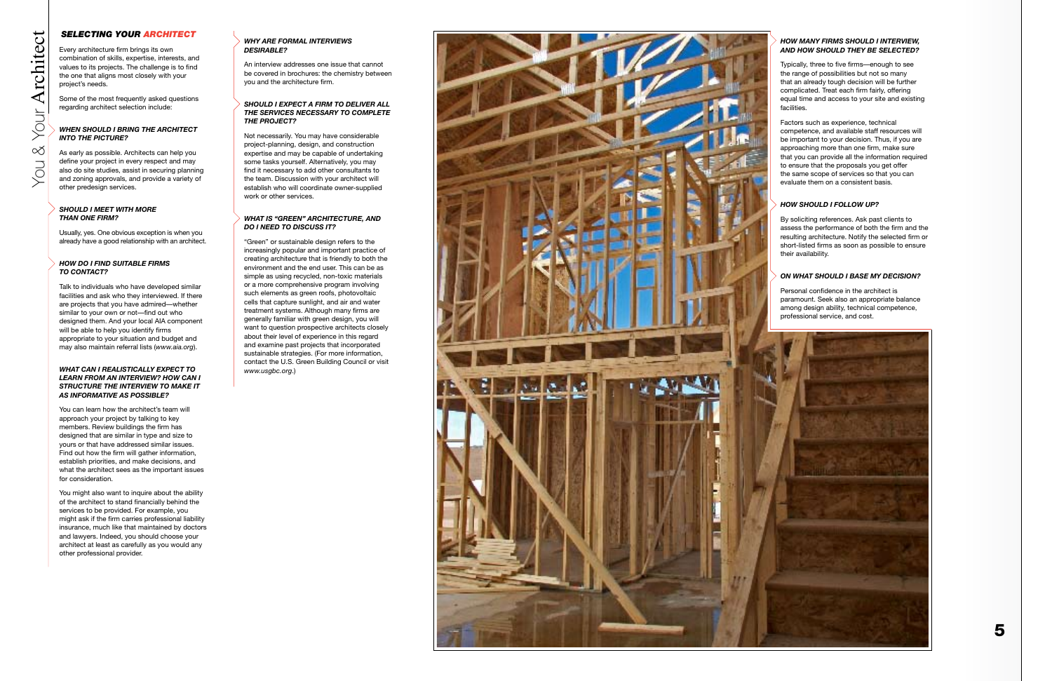## SELECTING YOUR ARCHITECT

Every architecture firm brings its own combination of skills, expertise, interests, and values to its projects. The challenge is to find the one that aligns most closely with your project's needs.

Some of the most frequently asked questions regarding architect selection include:

### *WHEN SHOULD I BRING THE ARCHITECT INTO THE PICTURE?*

As early as possible. Architects can help you define your project in every respect and may also do site studies, assist in securing planning and zoning approvals, and provide a variety of other predesign services.

### *SHOULD I MEET WITH MORE THAN ONE FIRM?*

Usually, yes. One obvious exception is when you already have a good relationship with an architect.

### *HOW DO I FIND SUITABLE FIRMS TO CONTACT?*

Talk to individuals who have developed similar facilities and ask who they interviewed. If there are projects that you have admired—whether similar to your own or not—find out who designed them. And your local AIA component will be able to help you identify firms appropriate to your situation and budget and may also maintain referral lists (*www.aia.org*).

### *WHAT CAN I REALISTICALLY EXPECT TO LEARN FROM AN INTERVIEW? HOW CAN I STRUCTURE THE INTERVIEW TO MAKE IT AS INFORMATIVE AS POSSIBLE?*

You can learn how the architect's team will approach your project by talking to key members. Review buildings the firm has designed that are similar in type and size to yours or that have addressed similar issues. Find out how the firm will gather information, establish priorities, and make decisions, and what the architect sees as the important issues for consideration.

You might also want to inquire about the ability of the architect to stand financially behind the services to be provided. For example, you might ask if the firm carries professional liability insurance, much like that maintained by doctors and lawyers. Indeed, you should choose your architect at least as carefully as you would any other professional provider.

### *WHY ARE FORMAL INTERVIEWS DESIRABLE?*

An interview addresses one issue that cannot be covered in brochures: the chemistry between you and the architecture firm.

### *SHOULD I EXPECT A FIRM TO DELIVER ALL THE SERVICES NECESSARY TO COMPLETE THE PROJECT?*

Not necessarily. You may have considerable project-planning, design, and construction expertise and may be capable of undertaking some tasks yourself. Alternatively, you may find it necessary to add other consultants to the team. Discussion with your architect will establish who will coordinate owner-supplied work or other services.

### *WHAT IS "GREEN" ARCHITECTURE, AND DO I NEED TO DISCUSS IT?*

"Green" or sustainable design refers to the increasingly popular and important practice of creating architecture that is friendly to both the environment and the end user. This can be as simple as using recycled, non-toxic materials or a more comprehensive program involving such elements as green roofs, photovoltaic cells that capture sunlight, and air and water treatment systems. Although many firms are generally familiar with green design, you will want to question prospective architects closely about their level of experience in this regard and examine past projects that incorporated sustainable strategies. (For more information, contact the U.S. Green Building Council or visit *www.usgbc.org*.)

### *HOW MANY FIRMS SHOULD I INTERVIEW, AND HOW SHOULD THEY BE SELECTED?*

Typically, three to five firms—enough to see the range of possibilities but not so many that an already tough decision will be further complicated. Treat each firm fairly, offering equal time and access to your site and existing facilities.

Factors such as experience, technical competence, and available staff resources will be important to your decision. Thus, if you are approaching more than one firm, make sure that you can provide all the information required to ensure that the proposals you get offer the same scope of services so that you can evaluate them on a consistent basis.

### *HOW SHOULD I FOLLOW UP?*

By soliciting references. Ask past clients to assess the performance of both the firm and the resulting architecture. Notify the selected firm or short-listed firms as soon as possible to ensure their availability.

### *ON WHAT SHOULD I BASE MY DECISION?*

Personal confidence in the architect is paramount. Seek also an appropriate balance among design ability, technical competence, professional service, and cost.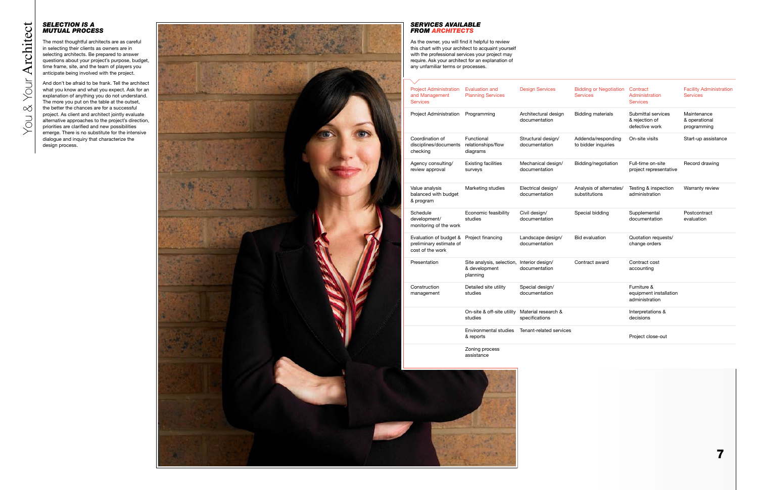## SELECTION IS A MUTUAL PROCESS

The most thoughtful architects are as careful in selecting their clients as owners are in selecting architects. Be prepared to answer questions about your project's purpose, budget, time frame, site, and the team of players you anticipate being involved with the project.

And don't be afraid to be frank. Tell the architect what you know and what you expect. Ask for an explanation of anything you do not understand. The more you put on the table at the outset, the better the chances are for a successful project. As client and architect jointly evaluate alternative approaches to the project's direction, priorities are clarified and new possibilities emerge. There is no substitute for the intensive dialogue and inquiry that characterize the design process.

## SERVICES AVAILABLE FROM ARCHITECTS

As the owner, you will find it helpful to review this chart with your architect to acquaint yourself with the professional services your project may require. Ask your architect for an explanation of any unfamiliar terms or processes.

| Project Administration and Management Services | Evaluation and Planning Services | Design Services | Bidding or Negotiation Services | Contract Administration Services | Facility Administration Services |
|---|---|---|---|---|---|
| Project Administration | Programming | Architectural design documentation | Bidding materials | Submittal services & rejection of defective work | Maintenance & operational programming |
| Coordination of disciplines/documents checking | Functional relationships/flow diagrams | Structural design/ documentation | Addenda/responding to bidder inquiries | On-site visits | Start-up assistance |
| Agency consulting/ review approval | Existing facilities surveys | Mechanical design/ documentation | Bidding/negotiation | Full-time on-site project representative | Record drawing |
| Value analysis balanced with budget & program | Marketing studies | Electrical design/ documentation | Analysis of alternates/ substitutions | Testing & inspection administration | Warranty review |
| Schedule development/ monitoring of the work | Economic feasibility studies | Civil design/ documentation | Special bidding | Supplemental documentation | Postcontract evaluation |
| Evaluation of budget & preliminary estimate of cost of the work | Project financing | Landscape design/ documentation | Bid evaluation | Quotation requests/ change orders | |
| Presentation | Site analysis, selection, & development planning | Interior design/ documentation | Contract award | Contract cost accounting | |
| Construction management | Detailed site utility studies | Special design/ documentation | | Furniture & equipment installation administration | |
| | On-site & off-site utility studies | Material research & specifications | | Interpretations & decisions | |
| | Environmental studies & reports | Tenant-related services | | Project close-out | |
| | Zoning process assistance | | | | |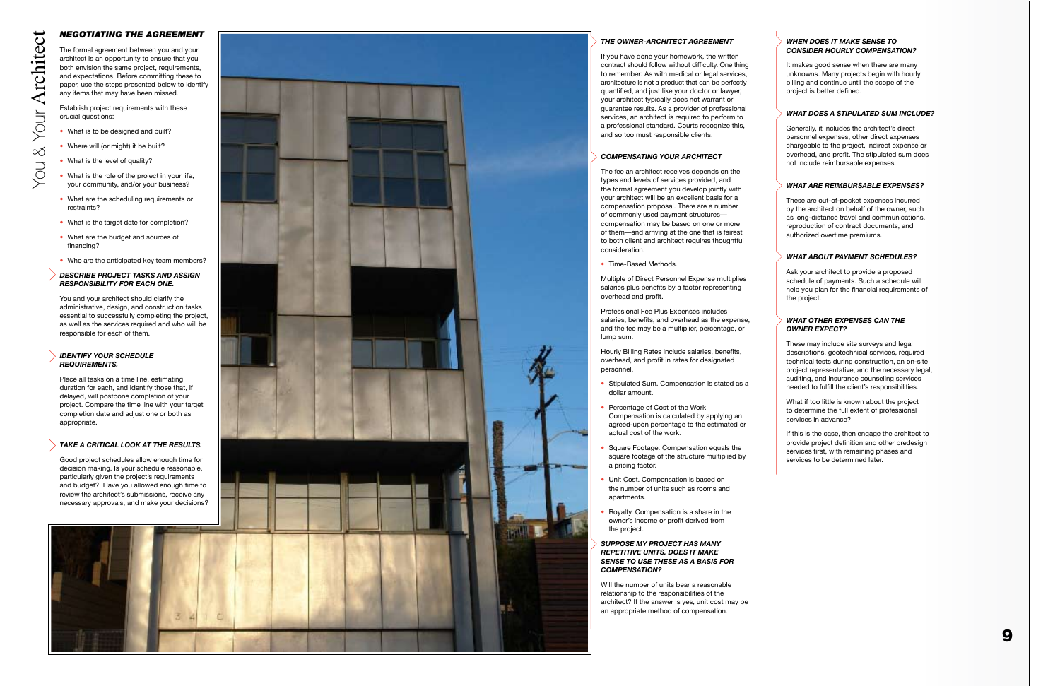## NEGOTIATING THE AGREEMENT

The formal agreement between you and your architect is an opportunity to ensure that you both envision the same project, requirements, and expectations. Before committing these to paper, use the steps presented below to identify any items that may have been missed.

Establish project requirements with these crucial questions:

- What is to be designed and built?
- Where will (or might) it be built?
- What is the level of quality?
- What is the role of the project in your life, your community, and/or your business?
- What are the scheduling requirements or restraints?
- What is the target date for completion?
- What are the budget and sources of financing?
- Who are the anticipated key team members?

### DESCRIBE PROJECT TASKS AND ASSIGN RESPONSIBILITY FOR EACH ONE.

You and your architect should clarify the administrative, design, and construction tasks essential to successfully completing the project, as well as the services required and who will be responsible for each of them.

### IDENTIFY YOUR SCHEDULE REQUIREMENTS.

Place all tasks on a time line, estimating duration for each, and identify those that, if delayed, will postpone completion of your project. Compare the time line with your target completion date and adjust one or both as appropriate.

### TAKE A CRITICAL LOOK AT THE RESULTS.

Good project schedules allow enough time for decision making. Is your schedule reasonable, particularly given the project's requirements and budget? Have you allowed enough time to review the architect's submissions, receive any necessary approvals, and make your decisions?

## THE OWNER-ARCHITECT AGREEMENT

If you have done your homework, the written contract should follow without difficulty. One thing to remember: As with medical or legal services, architecture is not a product that can be perfectly quantified, and just like your doctor or lawyer, your architect typically does not warrant or guarantee results. As a provider of professional services, an architect is required to perform to a professional standard. Courts recognize this, and so too must responsible clients.

## COMPENSATING YOUR ARCHITECT

The fee an architect receives depends on the types and levels of services provided, and the formal agreement you develop jointly with your architect will be an excellent basis for a compensation proposal. There are a number of commonly used payment structures—compensation may be based on one or more of them—and arriving at the one that is fairest to both client and architect requires thoughtful consideration.

- Time-Based Methods.

Multiple of Direct Personnel Expense multiplies salaries plus benefits by a factor representing overhead and profit.

Professional Fee Plus Expenses includes salaries, benefits, and overhead as the expense, and the fee may be a multiplier, percentage, or lump sum.

Hourly Billing Rates include salaries, benefits, overhead, and profit in rates for designated personnel.

- Stipulated Sum. Compensation is stated as a dollar amount.
- Percentage of Cost of the Work Compensation is calculated by applying an agreed-upon percentage to the estimated or actual cost of the work.
- Square Footage. Compensation equals the square footage of the structure multiplied by a pricing factor.
- Unit Cost. Compensation is based on the number of units such as rooms and apartments.
- Royalty. Compensation is a share in the owner's income or profit derived from the project.

### SUPPOSE MY PROJECT HAS MANY REPETITIVE UNITS. DOES IT MAKE SENSE TO USE THESE AS A BASIS FOR COMPENSATION?

Will the number of units bear a reasonable relationship to the responsibilities of the architect? If the answer is yes, unit cost may be an appropriate method of compensation.

### WHEN DOES IT MAKE SENSE TO CONSIDER HOURLY COMPENSATION?

It makes good sense when there are many unknowns. Many projects begin with hourly billing and continue until the scope of the project is better defined.

### WHAT DOES A STIPULATED SUM INCLUDE?

Generally, it includes the architect's direct personnel expenses, other direct expenses chargeable to the project, indirect expense or overhead, and profit. The stipulated sum does not include reimbursable expenses.

### WHAT ARE REIMBURSABLE EXPENSES?

These are out-of-pocket expenses incurred by the architect on behalf of the owner, such as long-distance travel and communications, reproduction of contract documents, and authorized overtime premiums.

### WHAT ABOUT PAYMENT SCHEDULES?

Ask your architect to provide a proposed schedule of payments. Such a schedule will help you plan for the financial requirements of the project.

### WHAT OTHER EXPENSES CAN THE OWNER EXPECT?

These may include site surveys and legal descriptions, geotechnical services, required technical tests during construction, an on-site project representative, and the necessary legal, auditing, and insurance counseling services needed to fulfill the client's responsibilities.

What if too little is known about the project to determine the full extent of professional services in advance?

If this is the case, then engage the architect to provide project definition and other predesign services first, with remaining phases and services to be determined later.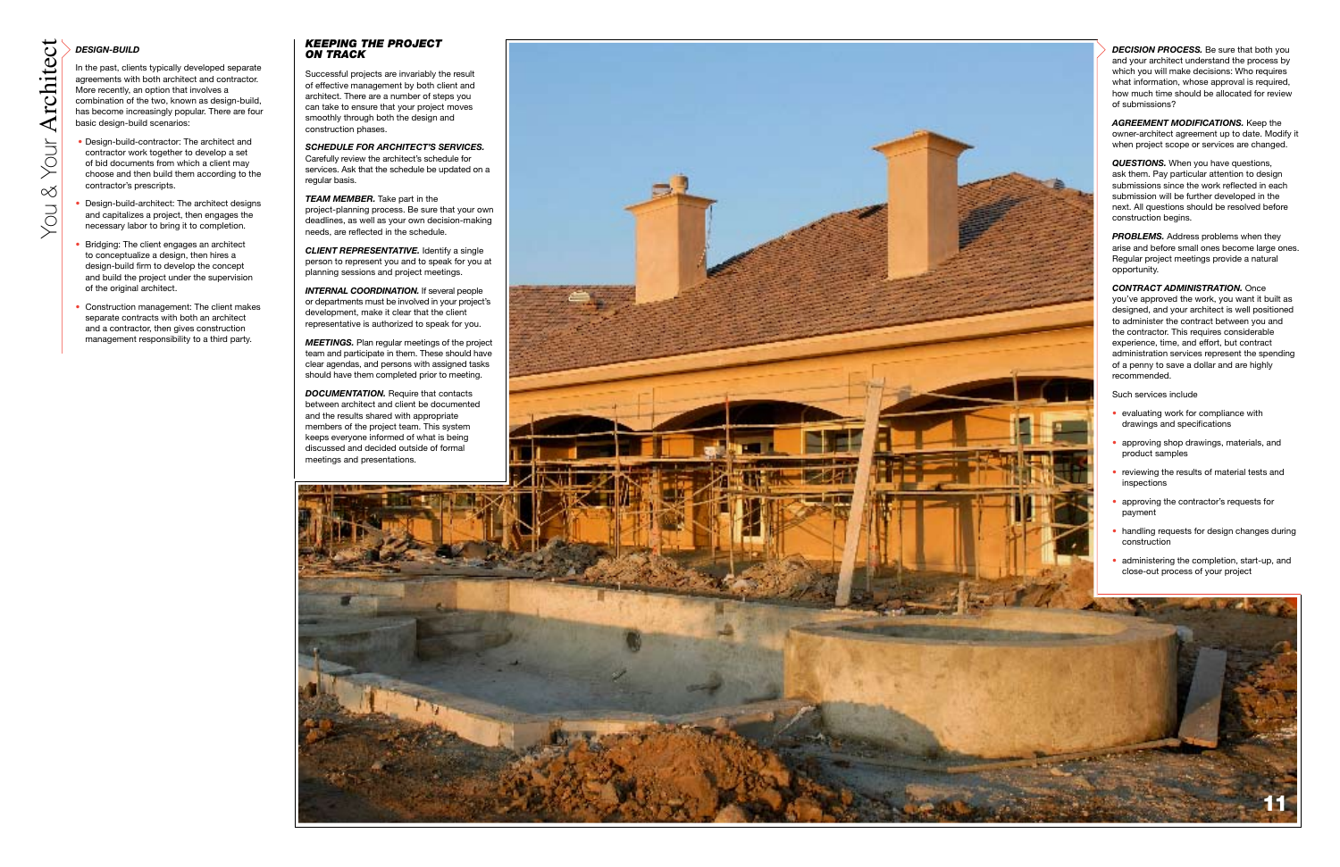### *DESIGN-BUILD*

In the past, clients typically developed separate agreements with both architect and contractor. More recently, an option that involves a combination of the two, known as design-build, has become increasingly popular. There are four basic design-build scenarios:

- Design-build-contractor: The architect and contractor work together to develop a set of bid documents from which a client may choose and then build them according to the contractor's prescripts.
- Design-build-architect: The architect designs and capitalizes a project, then engages the necessary labor to bring it to completion.
- Bridging: The client engages an architect to conceptualize a design, then hires a design-build firm to develop the concept and build the project under the supervision of the original architect.
- Construction management: The client makes separate contracts with both an architect and a contractor, then gives construction management responsibility to a third party.

### *KEEPING THE PROJECT ON TRACK*

Successful projects are invariably the result of effective management by both client and architect. There are a number of steps you can take to ensure that your project moves smoothly through both the design and construction phases.

***SCHEDULE FOR ARCHITECT'S SERVICES.*** Carefully review the architect's schedule for services. Ask that the schedule be updated on a regular basis.

***TEAM MEMBER.*** Take part in the project-planning process. Be sure that your own deadlines, as well as your own decision-making needs, are reflected in the schedule.

***CLIENT REPRESENTATIVE.*** Identify a single person to represent you and to speak for you at planning sessions and project meetings.

***INTERNAL COORDINATION.*** If several people or departments must be involved in your project's development, make it clear that the client representative is authorized to speak for you.

***MEETINGS.*** Plan regular meetings of the project team and participate in them. These should have clear agendas, and persons with assigned tasks should have them completed prior to meeting.

***DOCUMENTATION.*** Require that contacts between architect and client be documented and the results shared with appropriate members of the project team. This system keeps everyone informed of what is being discussed and decided outside of formal meetings and presentations.

***DECISION PROCESS.*** Be sure that both you and your architect understand the process by which you will make decisions: Who requires what information, whose approval is required, how much time should be allocated for review of submissions?

***AGREEMENT MODIFICATIONS.*** Keep the owner-architect agreement up to date. Modify it when project scope or services are changed.

***QUESTIONS.*** When you have questions, ask them. Pay particular attention to design submissions since the work reflected in each submission will be further developed in the next. All questions should be resolved before construction begins.

***PROBLEMS.*** Address problems when they arise and before small ones become large ones. Regular project meetings provide a natural opportunity.

***CONTRACT ADMINISTRATION.*** Once you've approved the work, you want it built as designed, and your architect is well positioned to administer the contract between you and the contractor. This requires considerable experience, time, and effort, but contract administration services represent the spending of a penny to save a dollar and are highly recommended.

Such services include

- evaluating work for compliance with drawings and specifications
- approving shop drawings, materials, and product samples
- reviewing the results of material tests and inspections
- approving the contractor's requests for payment
- handling requests for design changes during construction
- administering the completion, start-up, and close-out process of your project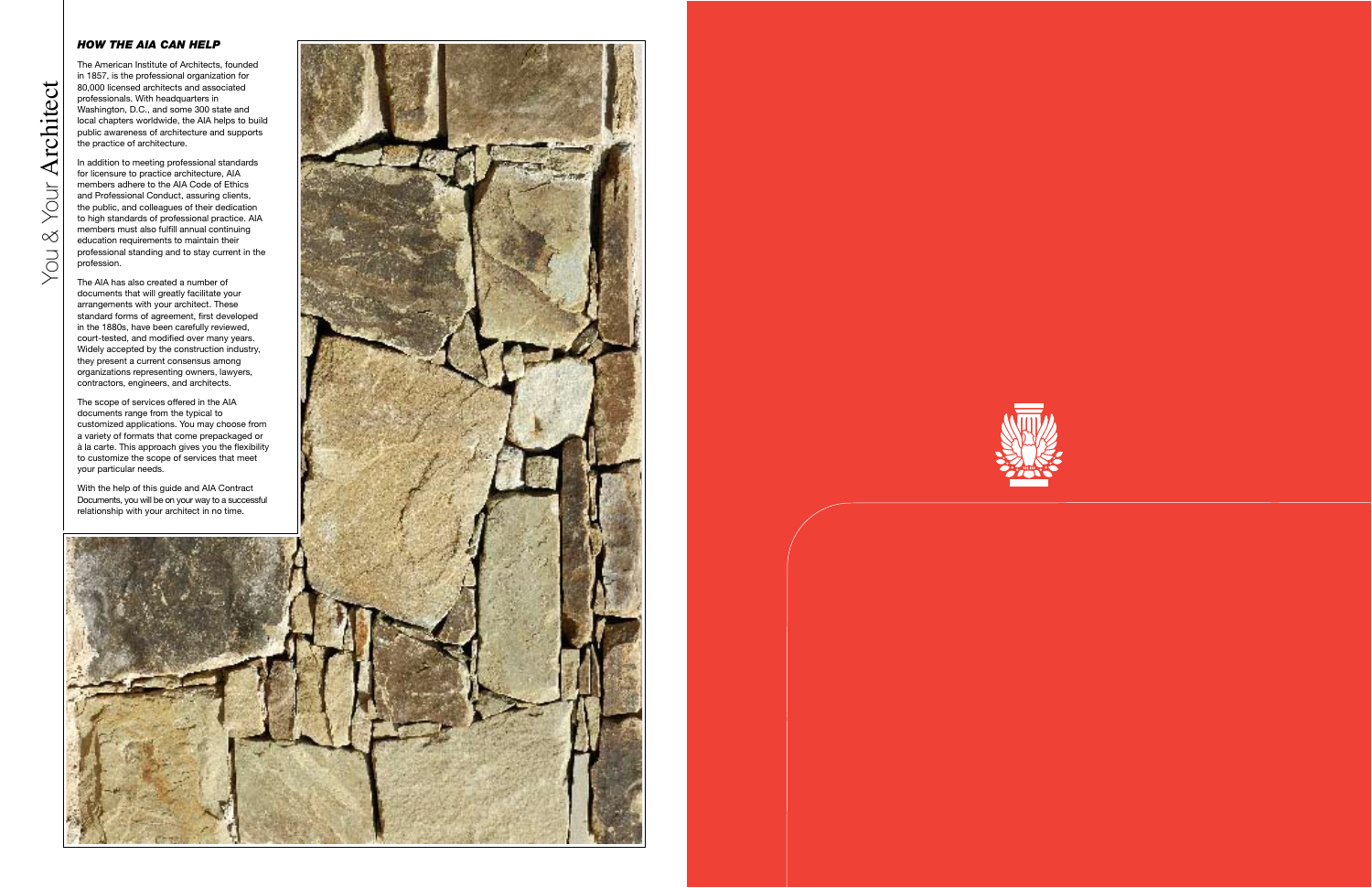## *HOW THE AIA CAN HELP*

The American Institute of Architects, founded in 1857, is the professional organization for 80,000 licensed architects and associated professionals. With headquarters in Washington, D.C., and some 300 state and local chapters worldwide, the AIA helps to build public awareness of architecture and supports the practice of architecture.

In addition to meeting professional standards for licensure to practice architecture, AIA members adhere to the AIA Code of Ethics and Professional Conduct, assuring clients, the public, and colleagues of their dedication to high standards of professional practice. AIA members must also fulfill annual continuing education requirements to maintain their professional standing and to stay current in the profession.

The AIA has also created a number of documents that will greatly facilitate your arrangements with your architect. These standard forms of agreement, first developed in the 1880s, have been carefully reviewed, court-tested, and modified over many years. Widely accepted by the construction industry, they present a current consensus among organizations representing owners, lawyers, contractors, engineers, and architects.

The scope of services offered in the AIA documents range from the typical to customized applications. You may choose from a variety of formats that come prepackaged or à la carte. This approach gives you the flexibility to customize the scope of services that meet your particular needs.

With the help of this guide and AIA Contract Documents, you will be on your way to a successful relationship with your architect in no time.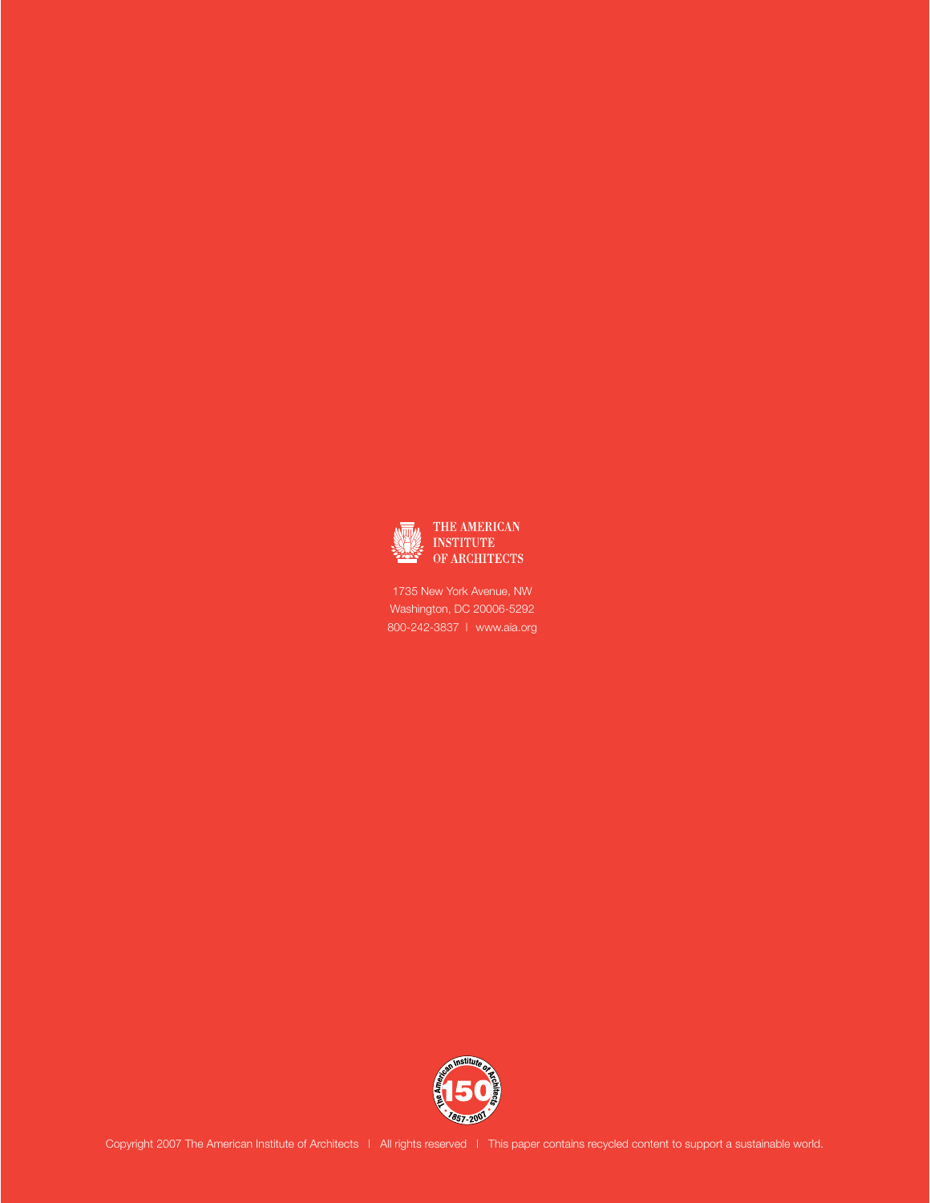THE AMERICAN
INSTITUTE
OF ARCHITECTS

1735 New York Avenue, NW
Washington, DC 20006-5292
800-242-3837 | www.aia.org

The American Institute of Architects
150
1857-2007

Copyright 2007 The American Institute of Architects | All rights reserved | This paper contains recycled content to support a sustainable world.